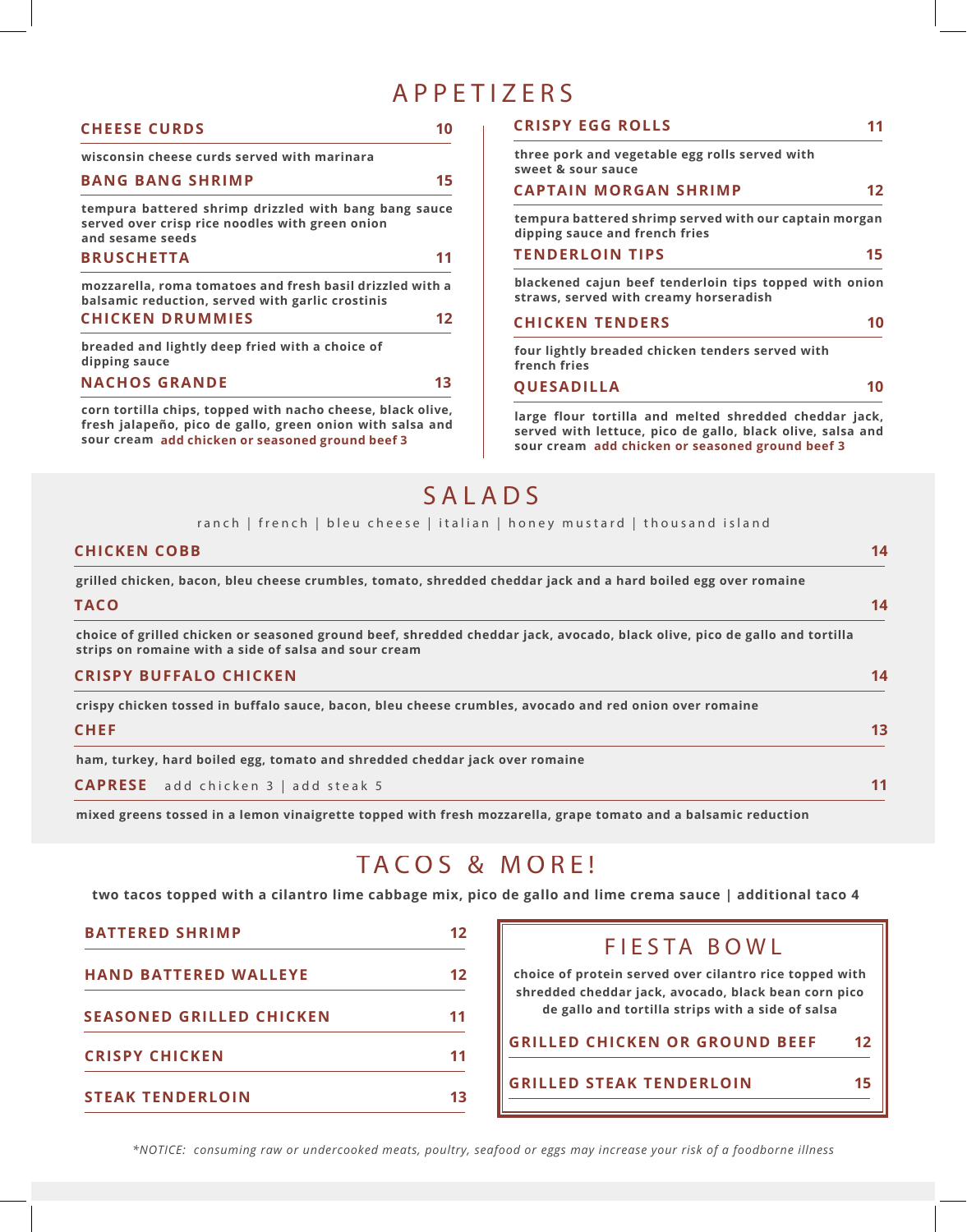# APPETIZERS

### CHEESE CURDS — 10
wisconsin cheese curds served with marinara

### BANG BANG SHRIMP — 15
tempura battered shrimp drizzled with bang bang sauce served over crisp rice noodles with green onion and sesame seeds

### BRUSCHETTA — 11
mozzarella, roma tomatoes and fresh basil drizzled with a balsamic reduction, served with garlic crostinis

### CHICKEN DRUMMIES — 12
breaded and lightly deep fried with a choice of dipping sauce

### NACHOS GRANDE — 13
corn tortilla chips, topped with nacho cheese, black olive, fresh jalapeño, pico de gallo, green onion with salsa and sour cream **add chicken or seasoned ground beef 3**

### CRISPY EGG ROLLS — 11
three pork and vegetable egg rolls served with sweet & sour sauce

### CAPTAIN MORGAN SHRIMP — 12
tempura battered shrimp served with our captain morgan dipping sauce and french fries

### TENDERLOIN TIPS — 15
blackened cajun beef tenderloin tips topped with onion straws, served with creamy horseradish

### CHICKEN TENDERS — 10
four lightly breaded chicken tenders served with french fries

### QUESADILLA — 10
large flour tortilla and melted shredded cheddar jack, served with lettuce, pico de gallo, black olive, salsa and sour cream **add chicken or seasoned ground beef 3**

# SALADS

ranch | french | bleu cheese | italian | honey mustard | thousand island

### CHICKEN COBB — 14
grilled chicken, bacon, bleu cheese crumbles, tomato, shredded cheddar jack and a hard boiled egg over romaine

### TACO — 14
choice of grilled chicken or seasoned ground beef, shredded cheddar jack, avocado, black olive, pico de gallo and tortilla strips on romaine with a side of salsa and sour cream

### CRISPY BUFFALO CHICKEN — 14
crispy chicken tossed in buffalo sauce, bacon, bleu cheese crumbles, avocado and red onion over romaine

### CHEF — 13
ham, turkey, hard boiled egg, tomato and shredded cheddar jack over romaine

### CAPRESE — 11
add chicken 3 | add steak 5

mixed greens tossed in a lemon vinaigrette topped with fresh mozzarella, grape tomato and a balsamic reduction

# TACOS & MORE!

two tacos topped with a cilantro lime cabbage mix, pico de gallo and lime crema sauce | additional taco 4

| | |
|---|---|
| BATTERED SHRIMP | 12 |
| HAND BATTERED WALLEYE | 12 |
| SEASONED GRILLED CHICKEN | 11 |
| CRISPY CHICKEN | 11 |
| STEAK TENDERLOIN | 13 |

## FIESTA BOWL

choice of protein served over cilantro rice topped with shredded cheddar jack, avocado, black bean corn pico de gallo and tortilla strips with a side of salsa

| | |
|---|---|
| GRILLED CHICKEN OR GROUND BEEF | 12 |
| GRILLED STEAK TENDERLOIN | 15 |

*\*NOTICE: consuming raw or undercooked meats, poultry, seafood or eggs may increase your risk of a foodborne illness*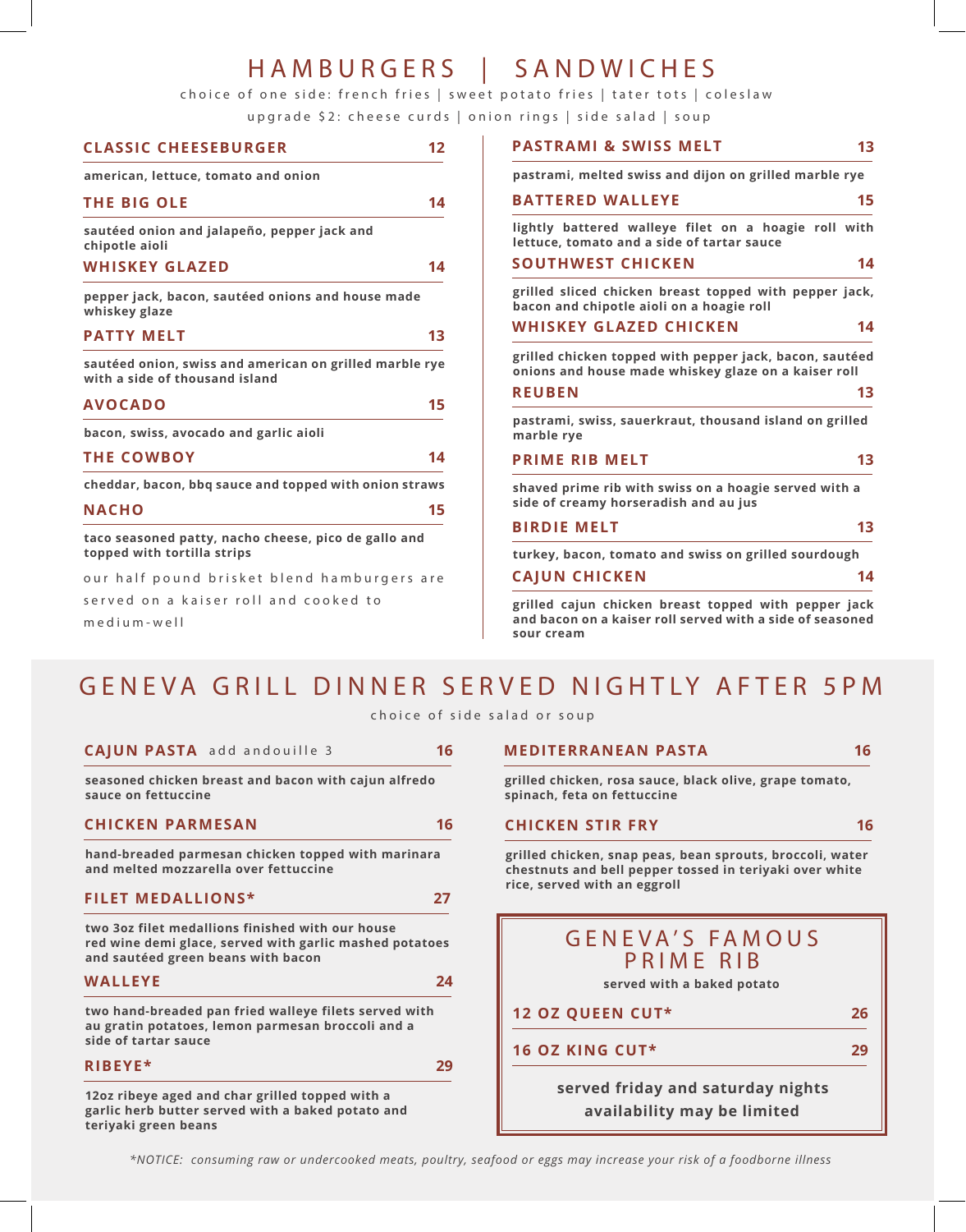# HAMBURGERS | SANDWICHES

choice of one side: french fries | sweet potato fries | tater tots | coleslaw

upgrade $2: cheese curds | onion rings | side salad | soup

**CLASSIC CHEESEBURGER** 12

american, lettuce, tomato and onion

**THE BIG OLE** 14

sautéed onion and jalapeño, pepper jack and chipotle aioli

**WHISKEY GLAZED** 14

pepper jack, bacon, sautéed onions and house made whiskey glaze

**PATTY MELT** 13

sautéed onion, swiss and american on grilled marble rye with a side of thousand island

**AVOCADO** 15

bacon, swiss, avocado and garlic aioli

**THE COWBOY** 14

cheddar, bacon, bbq sauce and topped with onion straws

**NACHO** 15

taco seasoned patty, nacho cheese, pico de gallo and topped with tortilla strips

our half pound brisket blend hamburgers are served on a kaiser roll and cooked to medium-well

**PASTRAMI & SWISS MELT** 13

pastrami, melted swiss and dijon on grilled marble rye

**BATTERED WALLEYE** 15

lightly battered walleye filet on a hoagie roll with lettuce, tomato and a side of tartar sauce

**SOUTHWEST CHICKEN** 14

grilled sliced chicken breast topped with pepper jack, bacon and chipotle aioli on a hoagie roll

**WHISKEY GLAZED CHICKEN** 14

grilled chicken topped with pepper jack, bacon, sautéed onions and house made whiskey glaze on a kaiser roll

**REUBEN** 13

pastrami, swiss, sauerkraut, thousand island on grilled marble rye

**PRIME RIB MELT** 13

shaved prime rib with swiss on a hoagie served with a side of creamy horseradish and au jus

**BIRDIE MELT** 13

turkey, bacon, tomato and swiss on grilled sourdough

**CAJUN CHICKEN** 14

grilled cajun chicken breast topped with pepper jack and bacon on a kaiser roll served with a side of seasoned sour cream

# GENEVA GRILL DINNER SERVED NIGHTLY AFTER 5PM

choice of side salad or soup

**CAJUN PASTA** add andouille 3 16

seasoned chicken breast and bacon with cajun alfredo sauce on fettuccine

**CHICKEN PARMESAN** 16

hand-breaded parmesan chicken topped with marinara and melted mozzarella over fettuccine

**FILET MEDALLIONS*** 27

two 3oz filet medallions finished with our house red wine demi glace, served with garlic mashed potatoes and sautéed green beans with bacon

**WALLEYE** 24

two hand-breaded pan fried walleye filets served with au gratin potatoes, lemon parmesan broccoli and a side of tartar sauce

**RIBEYE*** 29

12oz ribeye aged and char grilled topped with a garlic herb butter served with a baked potato and teriyaki green beans

**MEDITERRANEAN PASTA** 16

grilled chicken, rosa sauce, black olive, grape tomato, spinach, feta on fettuccine

**CHICKEN STIR FRY** 16

grilled chicken, snap peas, bean sprouts, broccoli, water chestnuts and bell pepper tossed in teriyaki over white rice, served with an eggroll

## GENEVA'S FAMOUS PRIME RIB

served with a baked potato

**12 OZ QUEEN CUT*** 26

**16 OZ KING CUT*** 29

served friday and saturday nights
availability may be limited

*\*NOTICE: consuming raw or undercooked meats, poultry, seafood or eggs may increase your risk of a foodborne illness*